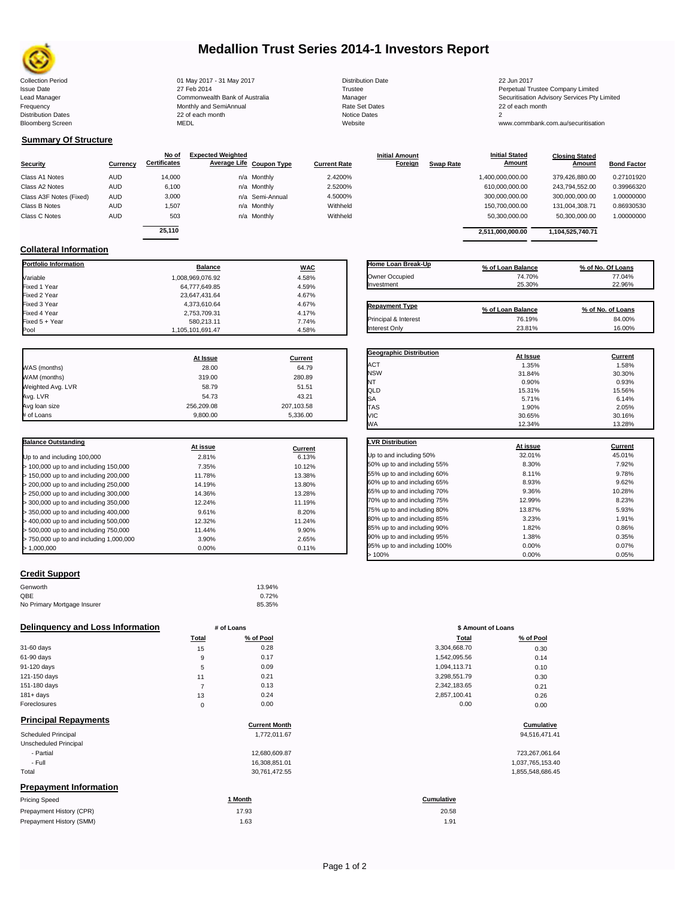# Medallion Trust Series 2014-1 Investors Report

| | | | |
|---|---|---|---|
| Collection Period | 01 May 2017 - 31 May 2017 | Distribution Date | 22 Jun 2017 |
| Issue Date | 27 Feb 2014 | Trustee | Perpetual Trustee Company Limited |
| Lead Manager | Commonwealth Bank of Australia | Manager | Securitisation Advisory Services Pty Limited |
| Frequency | Monthly and SemiAnnual | Rate Set Dates | 22 of each month |
| Distribution Dates | 22 of each month | Notice Dates | 2 |
| Bloomberg Screen | MEDL | Website | www.commbank.com.au/securitisation |

## Summary Of Structure

| Security | Currency | No of Certificates | Expected Weighted Average Life | Coupon Type | Current Rate | Initial Amount Foreign | Swap Rate | Initial Stated Amount | Closing Stated Amount | Bond Factor |
|---|---|---|---|---|---|---|---|---|---|---|
| Class A1 Notes | AUD | 14,000 | n/a | Monthly | 2.4200% | | | 1,400,000,000.00 | 379,426,880.00 | 0.27101920 |
| Class A2 Notes | AUD | 6,100 | n/a | Monthly | 2.5200% | | | 610,000,000.00 | 243,794,552.00 | 0.39966320 |
| Class A3F Notes (Fixed) | AUD | 3,000 | n/a | Semi-Annual | 4.5000% | | | 300,000,000.00 | 300,000,000.00 | 1.00000000 |
| Class B Notes | AUD | 1,507 | n/a | Monthly | Withheld | | | 150,700,000.00 | 131,004,308.71 | 0.86930530 |
| Class C Notes | AUD | 503 | n/a | Monthly | Withheld | | | 50,300,000.00 | 50,300,000.00 | 1.00000000 |
| | | 25,110 | | | | | | 2,511,000,000.00 | 1,104,525,740.71 | |

## Collateral Information

| Portfolio Information | Balance | WAC |
|---|---|---|
| Variable | 1,008,969,076.92 | 4.58% |
| Fixed 1 Year | 64,777,649.85 | 4.59% |
| Fixed 2 Year | 23,647,431.64 | 4.67% |
| Fixed 3 Year | 4,373,610.64 | 4.67% |
| Fixed 4 Year | 2,753,709.31 | 4.17% |
| Fixed 5 + Year | 580,213.11 | 7.74% |
| Pool | 1,105,101,691.47 | 4.58% |

| Home Loan Break-Up | % of Loan Balance | % of No. Of Loans |
|---|---|---|
| Owner Occupied | 74.70% | 77.04% |
| Investment | 25.30% | 22.96% |

| Repayment Type | % of Loan Balance | % of No. of Loans |
|---|---|---|
| Principal & Interest | 76.19% | 84.00% |
| Interest Only | 23.81% | 16.00% |

| | At Issue | Current |
|---|---|---|
| WAS (months) | 28.00 | 64.79 |
| WAM (months) | 319.00 | 280.89 |
| Weighted Avg. LVR | 58.79 | 51.51 |
| Avg. LVR | 54.73 | 43.21 |
| Avg loan size | 256,209.08 | 207,103.58 |
| # of Loans | 9,800.00 | 5,336.00 |

| Geographic Distribution | At Issue | Current |
|---|---|---|
| ACT | 1.35% | 1.58% |
| NSW | 31.84% | 30.30% |
| NT | 0.90% | 0.93% |
| QLD | 15.31% | 15.56% |
| SA | 5.71% | 6.14% |
| TAS | 1.90% | 2.05% |
| VIC | 30.65% | 30.16% |
| WA | 12.34% | 13.28% |

| Balance Outstanding | At issue | Current |
|---|---|---|
| Up to and including 100,000 | 2.81% | 6.13% |
| > 100,000 up to and including 150,000 | 7.35% | 10.12% |
| > 150,000 up to and including 200,000 | 11.78% | 13.38% |
| > 200,000 up to and including 250,000 | 14.19% | 13.80% |
| > 250,000 up to and including 300,000 | 14.36% | 13.28% |
| > 300,000 up to and including 350,000 | 12.24% | 11.19% |
| > 350,000 up to and including 400,000 | 9.61% | 8.20% |
| > 400,000 up to and including 500,000 | 12.32% | 11.24% |
| > 500,000 up to and including 750,000 | 11.44% | 9.90% |
| > 750,000 up to and including 1,000,000 | 3.90% | 2.65% |
| > 1,000,000 | 0.00% | 0.11% |

| LVR Distribution | At issue | Current |
|---|---|---|
| Up to and including 50% | 32.01% | 45.01% |
| 50% up to and including 55% | 8.30% | 7.92% |
| 55% up to and including 60% | 8.11% | 9.78% |
| 60% up to and including 65% | 8.93% | 9.62% |
| 65% up to and including 70% | 9.36% | 10.28% |
| 70% up to and including 75% | 12.99% | 8.23% |
| 75% up to and including 80% | 13.87% | 5.93% |
| 80% up to and including 85% | 3.23% | 1.91% |
| 85% up to and including 90% | 1.82% | 0.86% |
| 90% up to and including 95% | 1.38% | 0.35% |
| 95% up to and including 100% | 0.00% | 0.07% |
| > 100% | 0.00% | 0.05% |

## Credit Support

| | |
|---|---|
| Genworth | 13.94% |
| QBE | 0.72% |
| No Primary Mortgage Insurer | 85.35% |

## Delinquency and Loss Information

| | # of Loans Total | # of Loans % of Pool | $ Amount of Loans Total | $ Amount of Loans % of Pool |
|---|---|---|---|---|
| 31-60 days | 15 | 0.28 | 3,304,668.70 | 0.30 |
| 61-90 days | 9 | 0.17 | 1,542,095.56 | 0.14 |
| 91-120 days | 5 | 0.09 | 1,094,113.71 | 0.10 |
| 121-150 days | 11 | 0.21 | 3,298,551.79 | 0.30 |
| 151-180 days | 7 | 0.13 | 2,342,183.65 | 0.21 |
| 181+ days | 13 | 0.24 | 2,857,100.41 | 0.26 |
| Foreclosures | 0 | 0.00 | 0.00 | 0.00 |

## Principal Repayments

| | Current Month | Cumulative |
|---|---|---|
| Scheduled Principal | 1,772,011.67 | 94,516,471.41 |
| Unscheduled Principal | | |
| - Partial | 12,680,609.87 | 723,267,061.64 |
| - Full | 16,308,851.01 | 1,037,765,153.40 |
| Total | 30,761,472.55 | 1,855,548,686.45 |

## Prepayment Information

| Pricing Speed | 1 Month | Cumulative |
|---|---|---|
| Prepayment History (CPR) | 17.93 | 20.58 |
| Prepayment History (SMM) | 1.63 | 1.91 |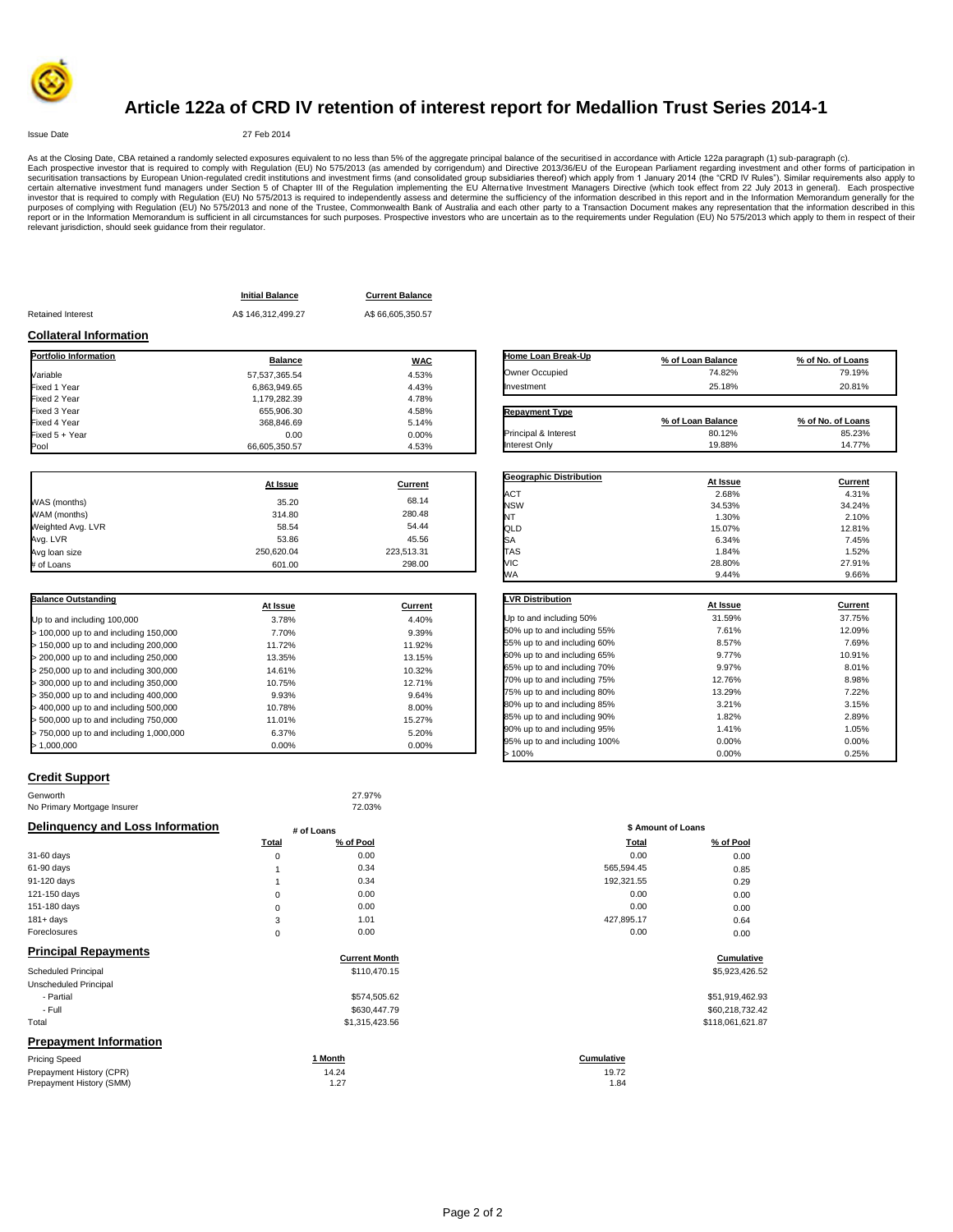# Article 122a of CRD IV retention of interest report for Medallion Trust Series 2014-1

Issue Date 27 Feb 2014

As at the Closing Date, CBA retained a randomly selected exposures equivalent to no less than 5% of the aggregate principal balance of the securitised in accordance with Article 122a paragraph (1) sub-paragraph (c). Each prospective investor that is required to comply with Regulation (EU) No 575/2013 (as amended by corrigendum) and Directive 2013/36/EU of the European Parliament regarding investment and other forms of participation in securitisation transactions by European Union-regulated credit institutions and investment firms (and consolidated group subsidiaries thereof) which apply from 1 January 2014 (the "CRD IV Rules"). Similar requirements also apply to certain alternative investment fund managers under Section 5 of Chapter III of the Regulation implementing the EU Alternative Investment Managers Directive (which took effect from 22 July 2013 in general). Each prospective investor that is required to comply with Regulation (EU) No 575/2013 is required to independently assess and determine the sufficiency of the information described in this report and in the Information Memorandum generally for the purposes of complying with Regulation (EU) No 575/2013 and none of the Trustee, Commonwealth Bank of Australia and each other party to a Transaction Document makes any representation that the information described in this report or in the Information Memorandum is sufficient in all circumstances for such purposes. Prospective investors who are uncertain as to the requirements under Regulation (EU) No 575/2013 which apply to them in respect of their relevant jurisdiction, should seek guidance from their regulator.

| | Initial Balance | Current Balance |
|---|---|---|
| Retained Interest | A$ 146,312,499.27 | A$ 66,605,350.57 |

## Collateral Information

| Portfolio Information | Balance | WAC |
|---|---|---|
| Variable | 57,537,365.54 | 4.53% |
| Fixed 1 Year | 6,863,949.65 | 4.43% |
| Fixed 2 Year | 1,179,282.39 | 4.78% |
| Fixed 3 Year | 655,906.30 | 4.58% |
| Fixed 4 Year | 368,846.69 | 5.14% |
| Fixed 5 + Year | 0.00 | 0.00% |
| Pool | 66,605,350.57 | 4.53% |

| Home Loan Break-Up | % of Loan Balance | % of No. of Loans |
|---|---|---|
| Owner Occupied | 74.82% | 79.19% |
| Investment | 25.18% | 20.81% |

| Repayment Type | % of Loan Balance | % of No. of Loans |
|---|---|---|
| Principal & Interest | 80.12% | 85.23% |
| Interest Only | 19.88% | 14.77% |

| | At Issue | Current |
|---|---|---|
| WAS (months) | 35.20 | 68.14 |
| WAM (months) | 314.80 | 280.48 |
| Weighted Avg. LVR | 58.54 | 54.44 |
| Avg. LVR | 53.86 | 45.56 |
| Avg loan size | 250,620.04 | 223,513.31 |
| # of Loans | 601.00 | 298.00 |

| Geographic Distribution | At Issue | Current |
|---|---|---|
| ACT | 2.68% | 4.31% |
| NSW | 34.53% | 34.24% |
| NT | 1.30% | 2.10% |
| QLD | 15.07% | 12.81% |
| SA | 6.34% | 7.45% |
| TAS | 1.84% | 1.52% |
| VIC | 28.80% | 27.91% |
| WA | 9.44% | 9.66% |

| Balance Outstanding | At Issue | Current |
|---|---|---|
| Up to and including 100,000 | 3.78% | 4.40% |
| > 100,000 up to and including 150,000 | 7.70% | 9.39% |
| > 150,000 up to and including 200,000 | 11.72% | 11.92% |
| > 200,000 up to and including 250,000 | 13.35% | 13.15% |
| > 250,000 up to and including 300,000 | 14.61% | 10.32% |
| > 300,000 up to and including 350,000 | 10.75% | 12.71% |
| > 350,000 up to and including 400,000 | 9.93% | 9.64% |
| > 400,000 up to and including 500,000 | 10.78% | 8.00% |
| > 500,000 up to and including 750,000 | 11.01% | 15.27% |
| > 750,000 up to and including 1,000,000 | 6.37% | 5.20% |
| > 1,000,000 | 0.00% | 0.00% |

| LVR Distribution | At Issue | Current |
|---|---|---|
| Up to and including 50% | 31.59% | 37.75% |
| 50% up to and including 55% | 7.61% | 12.09% |
| 55% up to and including 60% | 8.57% | 7.69% |
| 60% up to and including 65% | 9.77% | 10.91% |
| 65% up to and including 70% | 9.97% | 8.01% |
| 70% up to and including 75% | 12.76% | 8.98% |
| 75% up to and including 80% | 13.29% | 7.22% |
| 80% up to and including 85% | 3.21% | 3.15% |
| 85% up to and including 90% | 1.82% | 2.89% |
| 90% up to and including 95% | 1.41% | 1.05% |
| 95% up to and including 100% | 0.00% | 0.00% |
| > 100% | 0.00% | 0.25% |

## Credit Support

| | |
|---|---|
| Genworth | 27.97% |
| No Primary Mortgage Insurer | 72.03% |

## Delinquency and Loss Information

| | # of Loans | | $ Amount of Loans | |
|---|---|---|---|---|
| | Total | % of Pool | Total | % of Pool |
| 31-60 days | 0 | 0.00 | 0.00 | 0.00 |
| 61-90 days | 1 | 0.34 | 565,594.45 | 0.85 |
| 91-120 days | 1 | 0.34 | 192,321.55 | 0.29 |
| 121-150 days | 0 | 0.00 | 0.00 | 0.00 |
| 151-180 days | 0 | 0.00 | 0.00 | 0.00 |
| 181+ days | 3 | 1.01 | 427,895.17 | 0.64 |
| Foreclosures | 0 | 0.00 | 0.00 | 0.00 |

## Principal Repayments

| | Current Month | Cumulative |
|---|---|---|
| Scheduled Principal | $110,470.15 | $5,923,426.52 |
| Unscheduled Principal | | |
| - Partial | $574,505.62 | $51,919,462.93 |
| - Full | $630,447.79 | $60,218,732.42 |
| Total | $1,315,423.56 | $118,061,621.87 |

## Prepayment Information

| Pricing Speed | 1 Month | Cumulative |
|---|---|---|
| Prepayment History (CPR) | 14.24 | 19.72 |
| Prepayment History (SMM) | 1.27 | 1.84 |